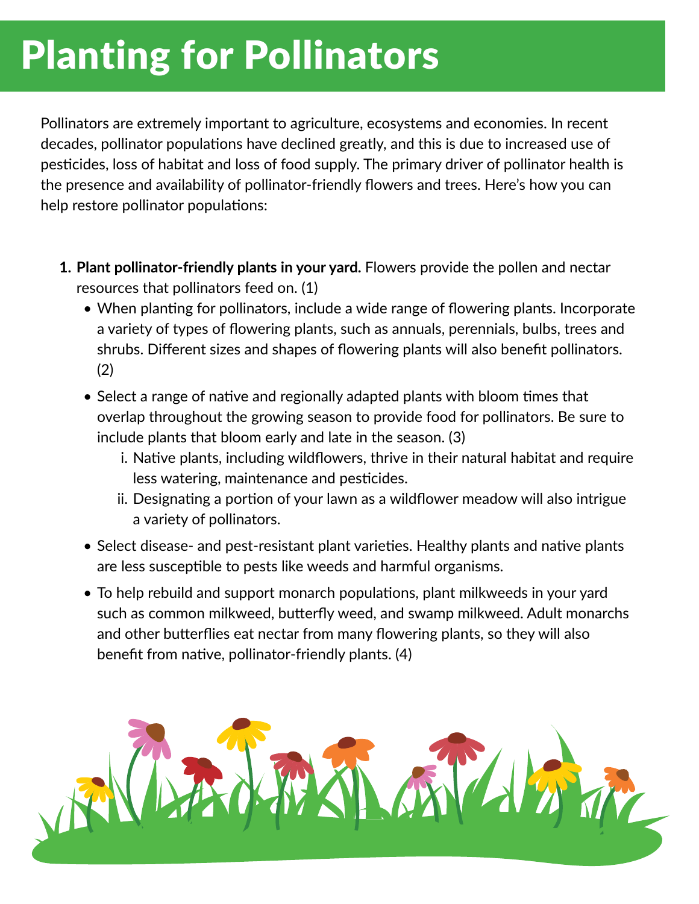# Planting for Pollinators

Pollinators are extremely important to agriculture, ecosystems and economies. In recent decades, pollinator populations have declined greatly, and this is due to increased use of pesticides, loss of habitat and loss of food supply. The primary driver of pollinator health is the presence and availability of pollinator-friendly flowers and trees. Here's how you can help restore pollinator populations:

1. **Plant pollinator-friendly plants in your yard.** Flowers provide the pollen and nectar resources that pollinators feed on. (1)
   - When planting for pollinators, include a wide range of flowering plants. Incorporate a variety of types of flowering plants, such as annuals, perennials, bulbs, trees and shrubs. Different sizes and shapes of flowering plants will also benefit pollinators. (2)
   - Select a range of native and regionally adapted plants with bloom times that overlap throughout the growing season to provide food for pollinators. Be sure to include plants that bloom early and late in the season. (3)
     1. Native plants, including wildflowers, thrive in their natural habitat and require less watering, maintenance and pesticides.
     2. Designating a portion of your lawn as a wildflower meadow will also intrigue a variety of pollinators.
   - Select disease- and pest-resistant plant varieties. Healthy plants and native plants are less susceptible to pests like weeds and harmful organisms.
   - To help rebuild and support monarch populations, plant milkweeds in your yard such as common milkweed, butterfly weed, and swamp milkweed. Adult monarchs and other butterflies eat nectar from many flowering plants, so they will also benefit from native, pollinator-friendly plants. (4)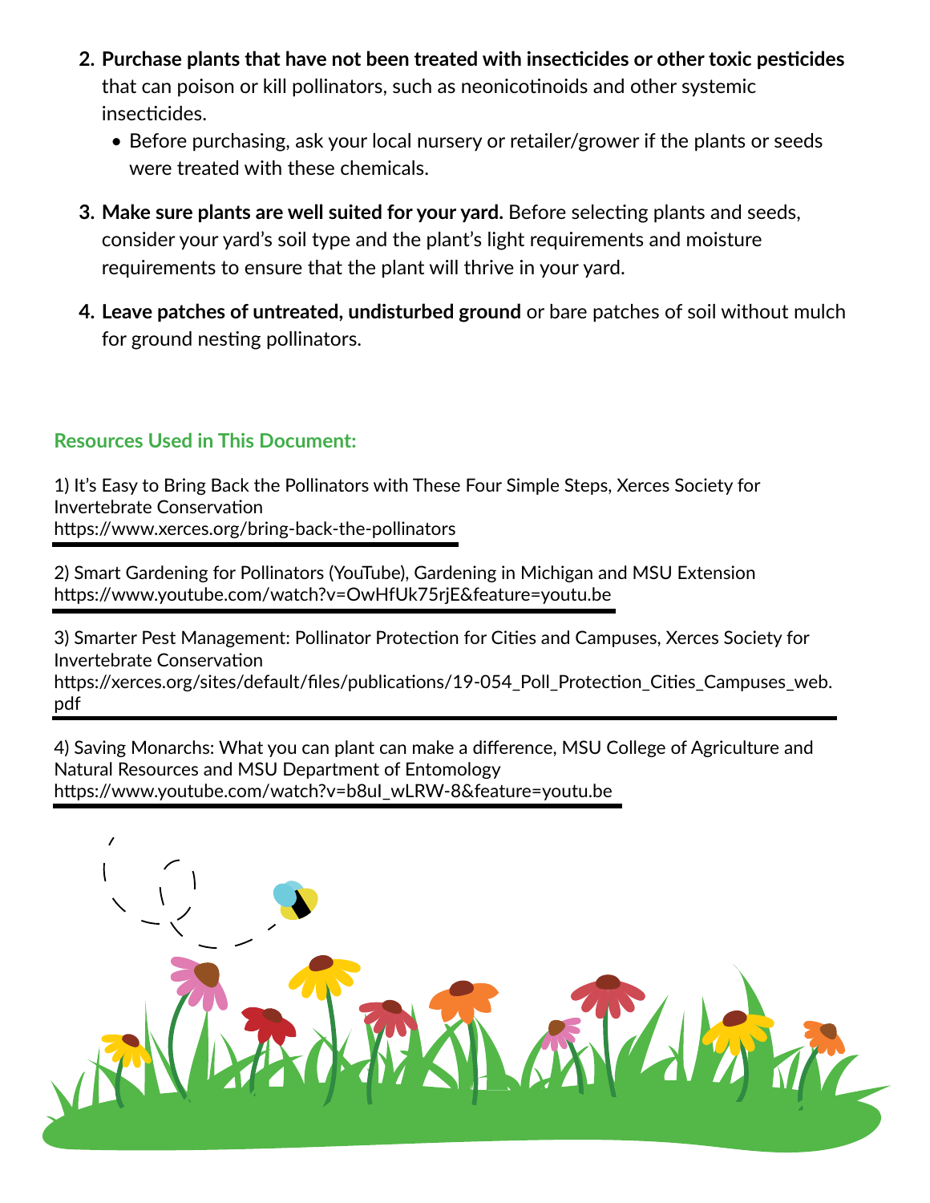2. **Purchase plants that have not been treated with insecticides or other toxic pesticides** that can poison or kill pollinators, such as neonicotinoids and other systemic insecticides.
   - Before purchasing, ask your local nursery or retailer/grower if the plants or seeds were treated with these chemicals.
3. **Make sure plants are well suited for your yard.** Before selecting plants and seeds, consider your yard's soil type and the plant's light requirements and moisture requirements to ensure that the plant will thrive in your yard.
4. **Leave patches of untreated, undisturbed ground** or bare patches of soil without mulch for ground nesting pollinators.

## Resources Used in This Document:

1) It's Easy to Bring Back the Pollinators with These Four Simple Steps, Xerces Society for Invertebrate Conservation
https://www.xerces.org/bring-back-the-pollinators

2) Smart Gardening for Pollinators (YouTube), Gardening in Michigan and MSU Extension
https://www.youtube.com/watch?v=OwHfUk75rjE&feature=youtu.be

3) Smarter Pest Management: Pollinator Protection for Cities and Campuses, Xerces Society for Invertebrate Conservation
https://xerces.org/sites/default/files/publications/19-054_Poll_Protection_Cities_Campuses_web.pdf

4) Saving Monarchs: What you can plant can make a difference, MSU College of Agriculture and Natural Resources and MSU Department of Entomology
https://www.youtube.com/watch?v=b8uI_wLRW-8&feature=youtu.be